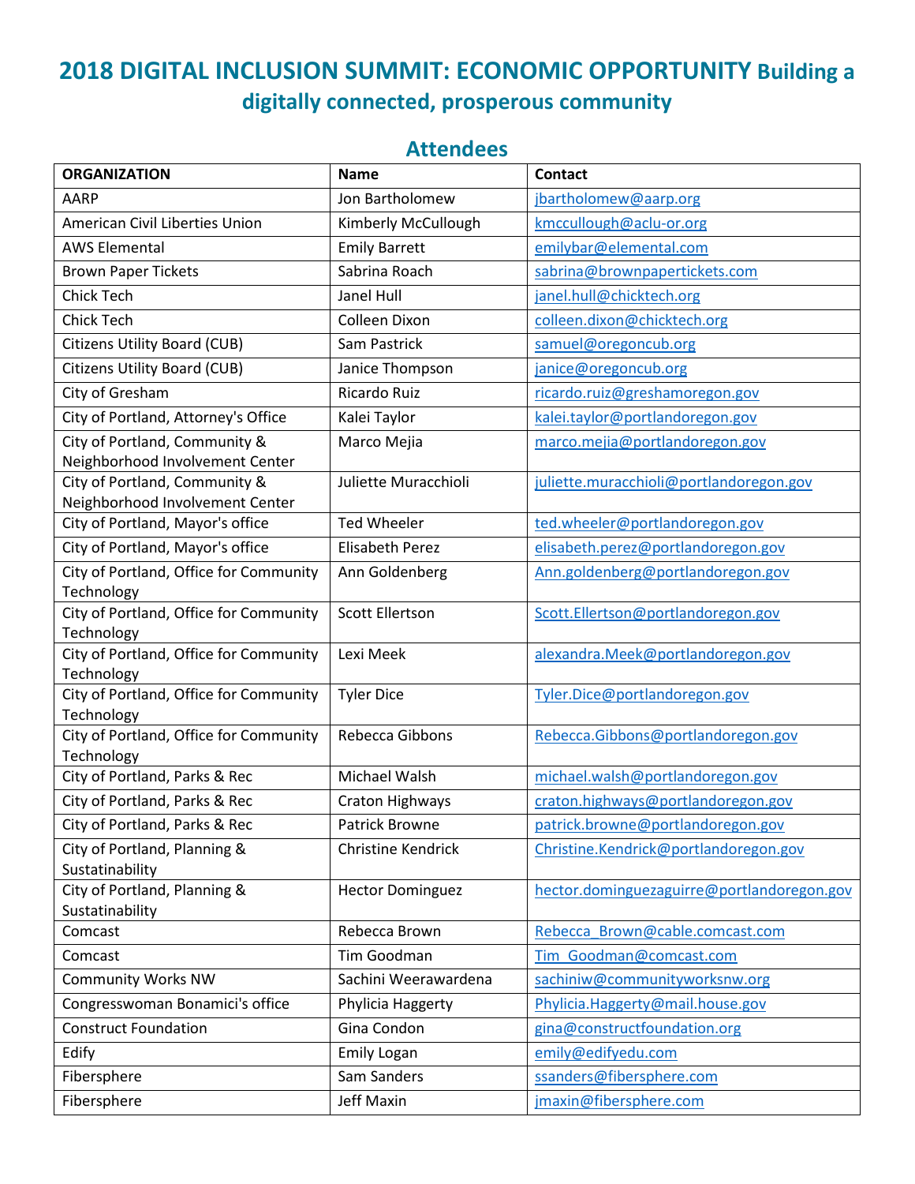# 2018 DIGITAL INCLUSION SUMMIT: ECONOMIC OPPORTUNITY Building a digitally connected, prosperous community

## Attendees

| ORGANIZATION | Name | Contact |
|---|---|---|
| AARP | Jon Bartholomew | jbartholomew@aarp.org |
| American Civil Liberties Union | Kimberly McCullough | kmccullough@aclu-or.org |
| AWS Elemental | Emily Barrett | emilybar@elemental.com |
| Brown Paper Tickets | Sabrina Roach | sabrina@brownpapertickets.com |
| Chick Tech | Janel Hull | janel.hull@chicktech.org |
| Chick Tech | Colleen Dixon | colleen.dixon@chicktech.org |
| Citizens Utility Board (CUB) | Sam Pastrick | samuel@oregoncub.org |
| Citizens Utility Board (CUB) | Janice Thompson | janice@oregoncub.org |
| City of Gresham | Ricardo Ruiz | ricardo.ruiz@greshamoregon.gov |
| City of Portland, Attorney's Office | Kalei Taylor | kalei.taylor@portlandoregon.gov |
| City of Portland, Community & Neighborhood Involvement Center | Marco Mejia | marco.mejia@portlandoregon.gov |
| City of Portland, Community & Neighborhood Involvement Center | Juliette Muracchioli | juliette.muracchioli@portlandoregon.gov |
| City of Portland, Mayor's office | Ted Wheeler | ted.wheeler@portlandoregon.gov |
| City of Portland, Mayor's office | Elisabeth Perez | elisabeth.perez@portlandoregon.gov |
| City of Portland, Office for Community Technology | Ann Goldenberg | Ann.goldenberg@portlandoregon.gov |
| City of Portland, Office for Community Technology | Scott Ellertson | Scott.Ellertson@portlandoregon.gov |
| City of Portland, Office for Community Technology | Lexi Meek | alexandra.Meek@portlandoregon.gov |
| City of Portland, Office for Community Technology | Tyler Dice | Tyler.Dice@portlandoregon.gov |
| City of Portland, Office for Community Technology | Rebecca Gibbons | Rebecca.Gibbons@portlandoregon.gov |
| City of Portland, Parks & Rec | Michael Walsh | michael.walsh@portlandoregon.gov |
| City of Portland, Parks & Rec | Craton Highways | craton.highways@portlandoregon.gov |
| City of Portland, Parks & Rec | Patrick Browne | patrick.browne@portlandoregon.gov |
| City of Portland, Planning & Sustainability | Christine Kendrick | Christine.Kendrick@portlandoregon.gov |
| City of Portland, Planning & Sustainability | Hector Dominguez | hector.dominguezaguirre@portlandoregon.gov |
| Comcast | Rebecca Brown | Rebecca_Brown@cable.comcast.com |
| Comcast | Tim Goodman | Tim_Goodman@comcast.com |
| Community Works NW | Sachini Weerawardena | sachiniw@communityworksnw.org |
| Congresswoman Bonamici's office | Phylicia Haggerty | Phylicia.Haggerty@mail.house.gov |
| Construct Foundation | Gina Condon | gina@constructfoundation.org |
| Edify | Emily Logan | emily@edifyedu.com |
| Fibersphere | Sam Sanders | ssanders@fibersphere.com |
| Fibersphere | Jeff Maxin | jmaxin@fibersphere.com |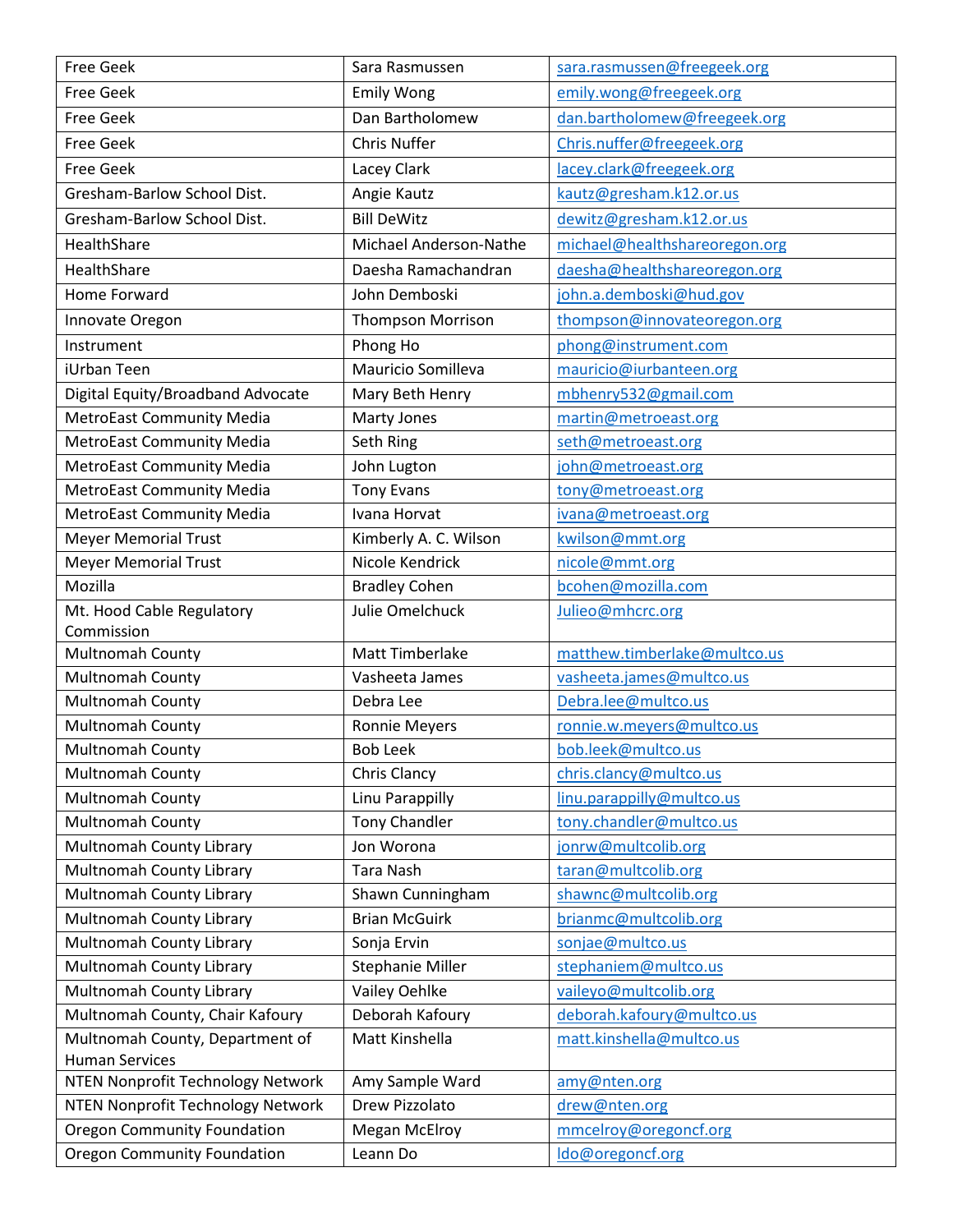| Free Geek | Sara Rasmussen | sara.rasmussen@freegeek.org |
|---|---|---|
| Free Geek | Emily Wong | emily.wong@freegeek.org |
| Free Geek | Dan Bartholomew | dan.bartholomew@freegeek.org |
| Free Geek | Chris Nuffer | Chris.nuffer@freegeek.org |
| Free Geek | Lacey Clark | lacey.clark@freegeek.org |
| Gresham-Barlow School Dist. | Angie Kautz | kautz@gresham.k12.or.us |
| Gresham-Barlow School Dist. | Bill DeWitz | dewitz@gresham.k12.or.us |
| HealthShare | Michael Anderson-Nathe | michael@healthshareoregon.org |
| HealthShare | Daesha Ramachandran | daesha@healthshareoregon.org |
| Home Forward | John Demboski | john.a.demboski@hud.gov |
| Innovate Oregon | Thompson Morrison | thompson@innovateoregon.org |
| Instrument | Phong Ho | phong@instrument.com |
| iUrban Teen | Mauricio Somilleva | mauricio@iurbanteen.org |
| Digital Equity/Broadband Advocate | Mary Beth Henry | mbhenry532@gmail.com |
| MetroEast Community Media | Marty Jones | martin@metroeast.org |
| MetroEast Community Media | Seth Ring | seth@metroeast.org |
| MetroEast Community Media | John Lugton | john@metroeast.org |
| MetroEast Community Media | Tony Evans | tony@metroeast.org |
| MetroEast Community Media | Ivana Horvat | ivana@metroeast.org |
| Meyer Memorial Trust | Kimberly A. C. Wilson | kwilson@mmt.org |
| Meyer Memorial Trust | Nicole Kendrick | nicole@mmt.org |
| Mozilla | Bradley Cohen | bcohen@mozilla.com |
| Mt. Hood Cable Regulatory Commission | Julie Omelchuck | Julieo@mhcrc.org |
| Multnomah County | Matt Timberlake | matthew.timberlake@multco.us |
| Multnomah County | Vasheeta James | vasheeta.james@multco.us |
| Multnomah County | Debra Lee | Debra.lee@multco.us |
| Multnomah County | Ronnie Meyers | ronnie.w.meyers@multco.us |
| Multnomah County | Bob Leek | bob.leek@multco.us |
| Multnomah County | Chris Clancy | chris.clancy@multco.us |
| Multnomah County | Linu Parappilly | linu.parappilly@multco.us |
| Multnomah County | Tony Chandler | tony.chandler@multco.us |
| Multnomah County Library | Jon Worona | jonrw@multcolib.org |
| Multnomah County Library | Tara Nash | taran@multcolib.org |
| Multnomah County Library | Shawn Cunningham | shawnc@multcolib.org |
| Multnomah County Library | Brian McGuirk | brianmc@multcolib.org |
| Multnomah County Library | Sonja Ervin | sonjae@multco.us |
| Multnomah County Library | Stephanie Miller | stephaniem@multco.us |
| Multnomah County Library | Vailey Oehlke | vaileyo@multcolib.org |
| Multnomah County, Chair Kafoury | Deborah Kafoury | deborah.kafoury@multco.us |
| Multnomah County, Department of Human Services | Matt Kinshella | matt.kinshella@multco.us |
| NTEN Nonprofit Technology Network | Amy Sample Ward | amy@nten.org |
| NTEN Nonprofit Technology Network | Drew Pizzolato | drew@nten.org |
| Oregon Community Foundation | Megan McElroy | mmcelroy@oregoncf.org |
| Oregon Community Foundation | Leann Do | ldo@oregoncf.org |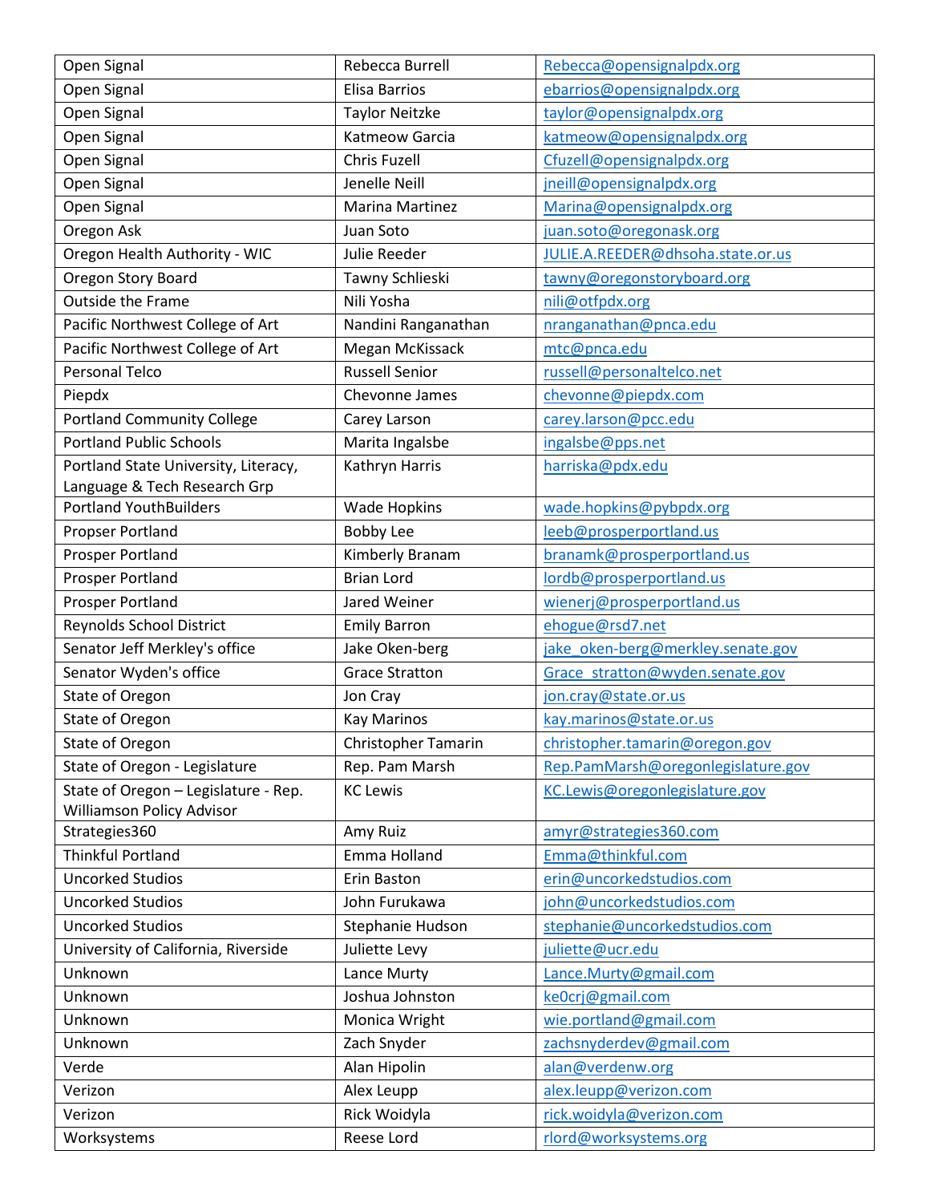| | | |
|---|---|---|
| Open Signal | Rebecca Burrell | Rebecca@opensignalpdx.org |
| Open Signal | Elisa Barrios | ebarrios@opensignalpdx.org |
| Open Signal | Taylor Neitzke | taylor@opensignalpdx.org |
| Open Signal | Katmeow Garcia | katmeow@opensignalpdx.org |
| Open Signal | Chris Fuzell | Cfuzell@opensignalpdx.org |
| Open Signal | Jenelle Neill | jneill@opensignalpdx.org |
| Open Signal | Marina Martinez | Marina@opensignalpdx.org |
| Oregon Ask | Juan Soto | juan.soto@oregonask.org |
| Oregon Health Authority - WIC | Julie Reeder | JULIE.A.REEDER@dhsoha.state.or.us |
| Oregon Story Board | Tawny Schlieski | tawny@oregonstoryboard.org |
| Outside the Frame | Nili Yosha | nili@otfpdx.org |
| Pacific Northwest College of Art | Nandini Ranganathan | nranganathan@pnca.edu |
| Pacific Northwest College of Art | Megan McKissack | mtc@pnca.edu |
| Personal Telco | Russell Senior | russell@personaltelco.net |
| Piepdx | Chevonne James | chevonne@piepdx.com |
| Portland Community College | Carey Larson | carey.larson@pcc.edu |
| Portland Public Schools | Marita Ingalsbe | ingalsbe@pps.net |
| Portland State University, Literacy, Language & Tech Research Grp | Kathryn Harris | harriska@pdx.edu |
| Portland YouthBuilders | Wade Hopkins | wade.hopkins@pybpdx.org |
| Propser Portland | Bobby Lee | leeb@prosperportland.us |
| Prosper Portland | Kimberly Branam | branamk@prosperportland.us |
| Prosper Portland | Brian Lord | lordb@prosperportland.us |
| Prosper Portland | Jared Weiner | wienerj@prosperportland.us |
| Reynolds School District | Emily Barron | ehogue@rsd7.net |
| Senator Jeff Merkley's office | Jake Oken-berg | jake_oken-berg@merkley.senate.gov |
| Senator Wyden's office | Grace Stratton | Grace_stratton@wyden.senate.gov |
| State of Oregon | Jon Cray | jon.cray@state.or.us |
| State of Oregon | Kay Marinos | kay.marinos@state.or.us |
| State of Oregon | Christopher Tamarin | christopher.tamarin@oregon.gov |
| State of Oregon - Legislature | Rep. Pam Marsh | Rep.PamMarsh@oregonlegislature.gov |
| State of Oregon – Legislature - Rep. Williamson Policy Advisor | KC Lewis | KC.Lewis@oregonlegislature.gov |
| Strategies360 | Amy Ruiz | amyr@strategies360.com |
| Thinkful Portland | Emma Holland | Emma@thinkful.com |
| Uncorked Studios | Erin Baston | erin@uncorkedstudios.com |
| Uncorked Studios | John Furukawa | john@uncorkedstudios.com |
| Uncorked Studios | Stephanie Hudson | stephanie@uncorkedstudios.com |
| University of California, Riverside | Juliette Levy | juliette@ucr.edu |
| Unknown | Lance Murty | Lance.Murty@gmail.com |
| Unknown | Joshua Johnston | ke0crj@gmail.com |
| Unknown | Monica Wright | wie.portland@gmail.com |
| Unknown | Zach Snyder | zachsnyderdev@gmail.com |
| Verde | Alan Hipolin | alan@verdenw.org |
| Verizon | Alex Leupp | alex.leupp@verizon.com |
| Verizon | Rick Woidyla | rick.woidyla@verizon.com |
| Worksystems | Reese Lord | rlord@worksystems.org |